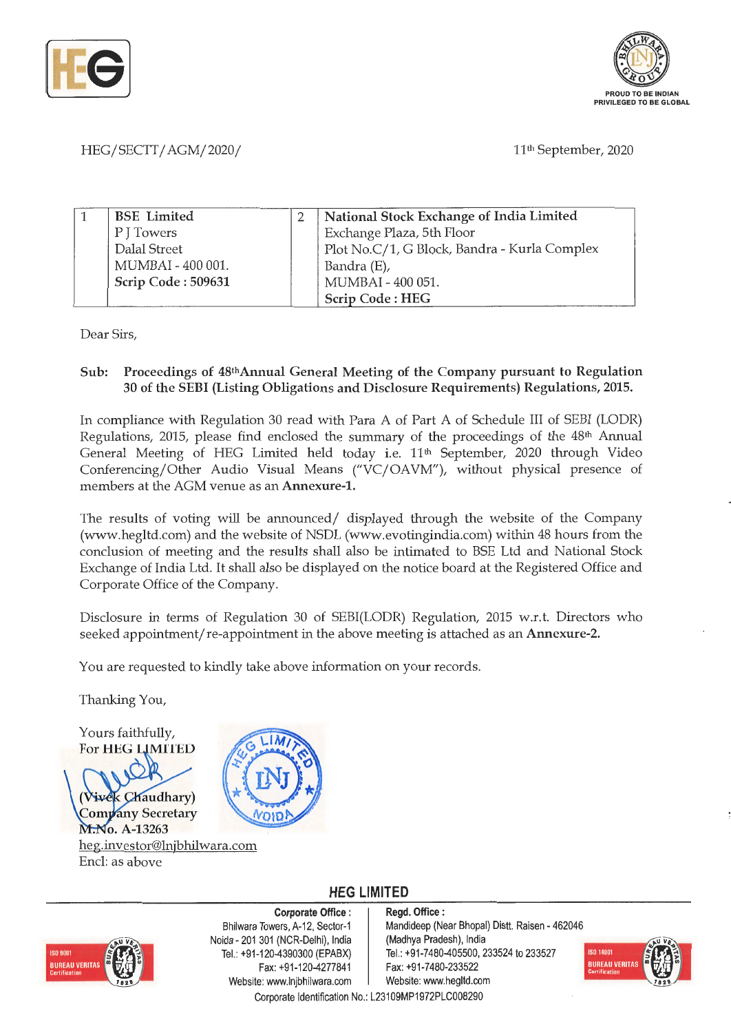HEG/SECTT/AGM/2020/

11th September, 2020

| 1 | **BSE Limited**<br>P J Towers<br>Dalal Street<br>MUMBAI - 400 001.<br>**Scrip Code : 509631** | 2 | **National Stock Exchange of India Limited**<br>Exchange Plaza, 5th Floor<br>Plot No.C/1, G Block, Bandra - Kurla Complex<br>Bandra (E),<br>MUMBAI - 400 051.<br>**Scrip Code : HEG** |
|---|---|---|---|

Dear Sirs,

**Sub: Proceedings of 48th Annual General Meeting of the Company pursuant to Regulation 30 of the SEBI (Listing Obligations and Disclosure Requirements) Regulations, 2015.**

In compliance with Regulation 30 read with Para A of Part A of Schedule III of SEBI (LODR) Regulations, 2015, please find enclosed the summary of the proceedings of the 48th Annual General Meeting of HEG Limited held today i.e. 11th September, 2020 through Video Conferencing/Other Audio Visual Means ("VC/OAVM"), without physical presence of members at the AGM venue as an **Annexure-1.**

The results of voting will be announced/ displayed through the website of the Company (www.hegltd.com) and the website of NSDL (www.evotingindia.com) within 48 hours from the conclusion of meeting and the results shall also be intimated to BSE Ltd and National Stock Exchange of India Ltd. It shall also be displayed on the notice board at the Registered Office and Corporate Office of the Company.

Disclosure in terms of Regulation 30 of SEBI(LODR) Regulation, 2015 w.r.t. Directors who seeked appointment/re-appointment in the above meeting is attached as an **Annexure-2.**

You are requested to kindly take above information on your records.

Thanking You,

Yours faithfully,
For HEG LIMITED

(Vivek Chaudhary)
Company Secretary
M.No. A-13263
heg.investor@lnjbhilwara.com
Encl: as above

**HEG LIMITED**

**Corporate Office :** Bhilwara Towers, A-12, Sector-1, Noida - 201 301 (NCR-Delhi), India. Tel.: +91-120-4390300 (EPABX) Fax: +91-120-4277841 Website: www.lnjbhilwara.com

**Regd. Office :** Mandideep (Near Bhopal) Distt. Raisen - 462046 (Madhya Pradesh), India. Tel.: +91-7480-405500, 233524 to 233527 Fax: +91-7480-233522 Website: www.hegltd.com

Corporate Identification No.: L23109MP1972PLC008290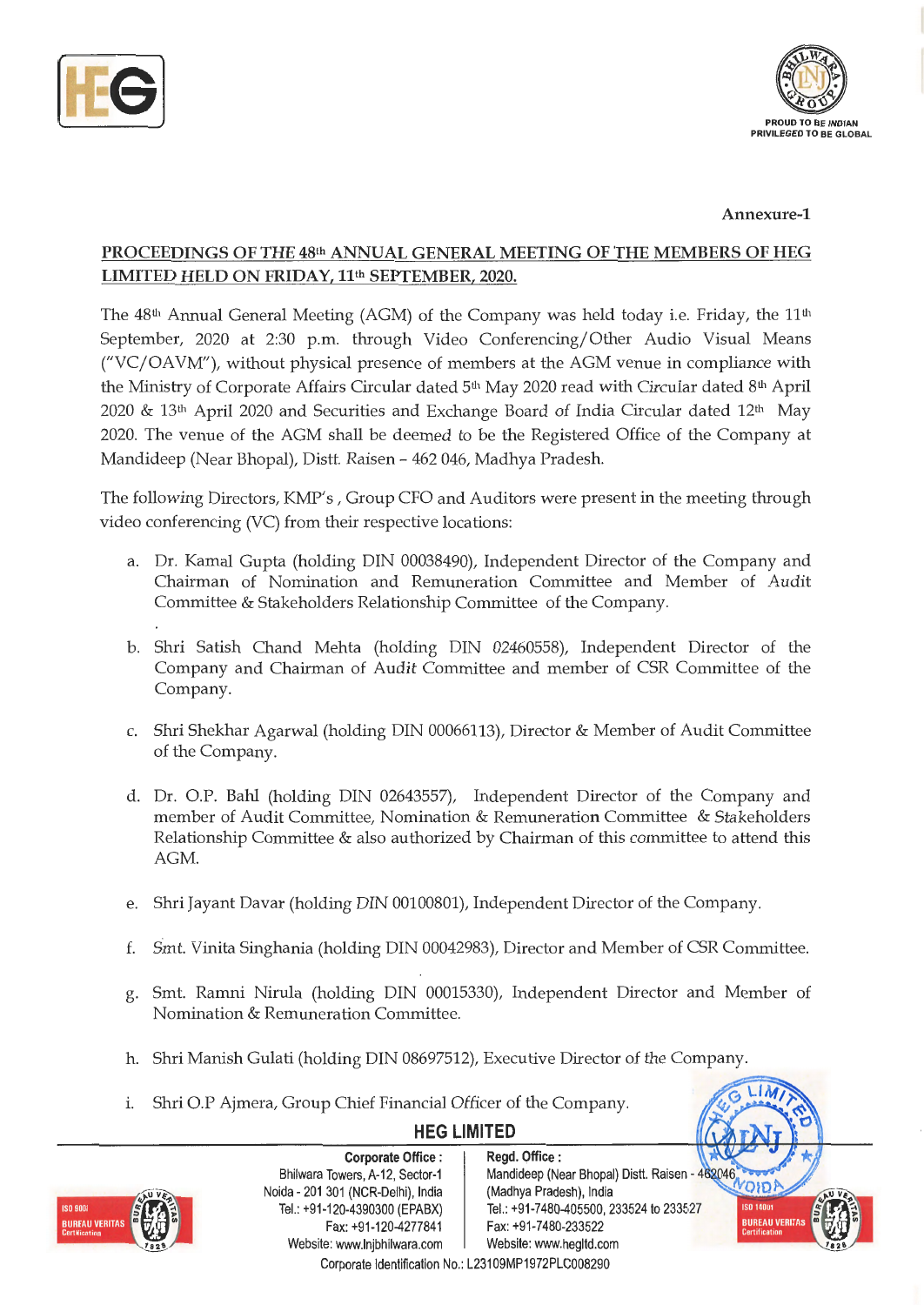Annexure-1

## PROCEEDINGS OF THE 48th ANNUAL GENERAL MEETING OF THE MEMBERS OF HEG LIMITED HELD ON FRIDAY, 11th SEPTEMBER, 2020.

The 48th Annual General Meeting (AGM) of the Company was held today i.e. Friday, the 11th September, 2020 at 2:30 p.m. through Video Conferencing/Other Audio Visual Means ("VC/OAVM"), without physical presence of members at the AGM venue in compliance with the Ministry of Corporate Affairs Circular dated 5th May 2020 read with Circular dated 8th April 2020 & 13th April 2020 and Securities and Exchange Board of India Circular dated 12th May 2020. The venue of the AGM shall be deemed to be the Registered Office of the Company at Mandideep (Near Bhopal), Distt. Raisen – 462 046, Madhya Pradesh.

The following Directors, KMP's , Group CFO and Auditors were present in the meeting through video conferencing (VC) from their respective locations:

a. Dr. Kamal Gupta (holding DIN 00038490), Independent Director of the Company and Chairman of Nomination and Remuneration Committee and Member of Audit Committee & Stakeholders Relationship Committee of the Company.

b. Shri Satish Chand Mehta (holding DIN 02460558), Independent Director of the Company and Chairman of Audit Committee and member of CSR Committee of the Company.

c. Shri Shekhar Agarwal (holding DIN 00066113), Director & Member of Audit Committee of the Company.

d. Dr. O.P. Bahl (holding DIN 02643557), Independent Director of the Company and member of Audit Committee, Nomination & Remuneration Committee & Stakeholders Relationship Committee & also authorized by Chairman of this committee to attend this AGM.

e. Shri Jayant Davar (holding DIN 00100801), Independent Director of the Company.

f. Smt. Vinita Singhania (holding DIN 00042983), Director and Member of CSR Committee.

g. Smt. Ramni Nirula (holding DIN 00015330), Independent Director and Member of Nomination & Remuneration Committee.

h. Shri Manish Gulati (holding DIN 08697512), Executive Director of the Company.

i. Shri O.P Ajmera, Group Chief Financial Officer of the Company.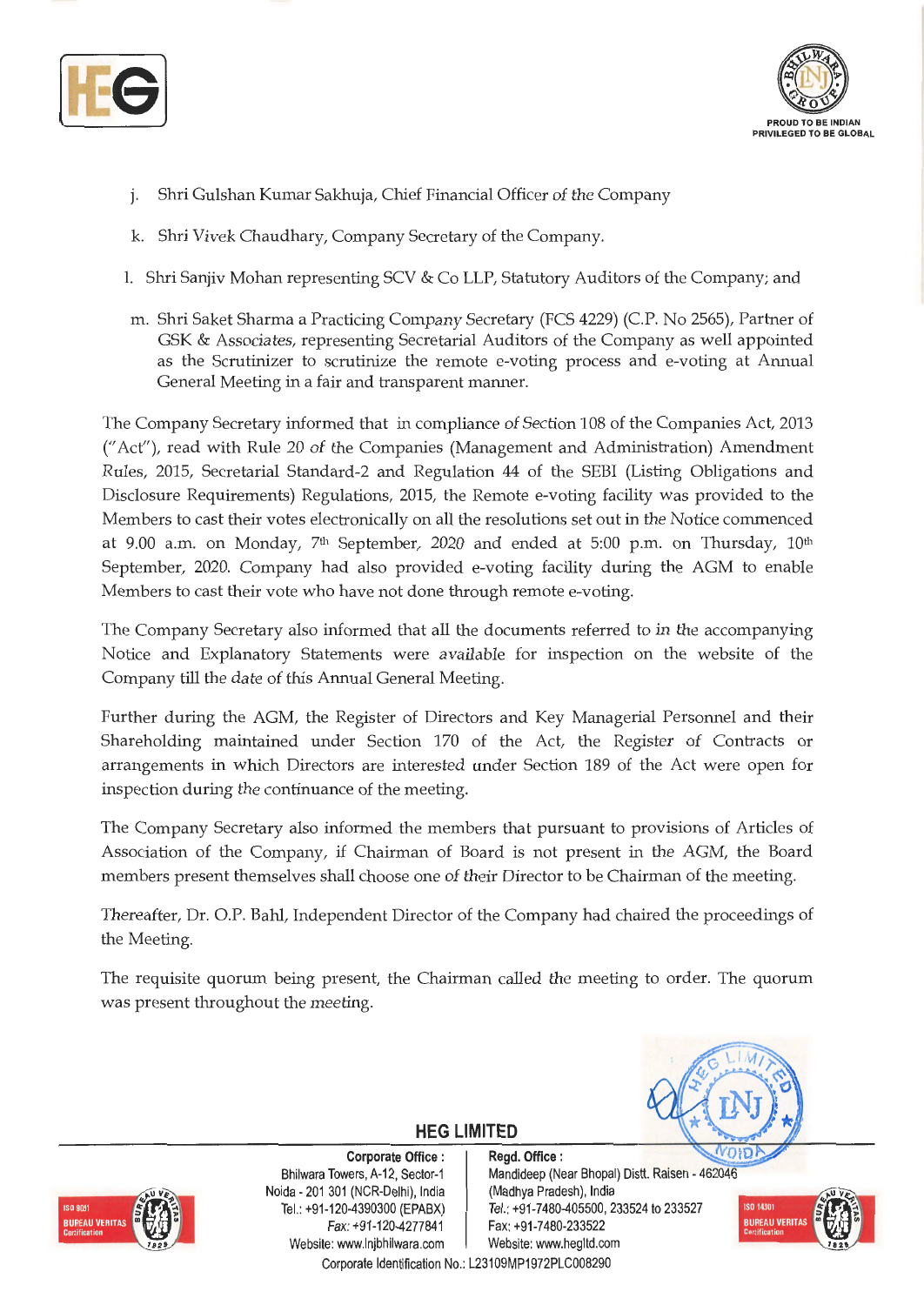j. Shri Gulshan Kumar Sakhuja, Chief Financial Officer of the Company

k. Shri Vivek Chaudhary, Company Secretary of the Company.

l. Shri Sanjiv Mohan representing SCV & Co LLP, Statutory Auditors of the Company; and

m. Shri Saket Sharma a Practicing Company Secretary (FCS 4229) (C.P. No 2565), Partner of GSK & Associates, representing Secretarial Auditors of the Company as well appointed as the Scrutinizer to scrutinize the remote e-voting process and e-voting at Annual General Meeting in a fair and transparent manner.

The Company Secretary informed that in compliance of Section 108 of the Companies Act, 2013 ("Act"), read with Rule 20 of the Companies (Management and Administration) Amendment Rules, 2015, Secretarial Standard-2 and Regulation 44 of the SEBI (Listing Obligations and Disclosure Requirements) Regulations, 2015, the Remote e-voting facility was provided to the Members to cast their votes electronically on all the resolutions set out in the Notice commenced at 9.00 a.m. on Monday, 7th September, 2020 and ended at 5:00 p.m. on Thursday, 10th September, 2020. Company had also provided e-voting facility during the AGM to enable Members to cast their vote who have not done through remote e-voting.

The Company Secretary also informed that all the documents referred to in the accompanying Notice and Explanatory Statements were available for inspection on the website of the Company till the date of this Annual General Meeting.

Further during the AGM, the Register of Directors and Key Managerial Personnel and their Shareholding maintained under Section 170 of the Act, the Register of Contracts or arrangements in which Directors are interested under Section 189 of the Act were open for inspection during the continuance of the meeting.

The Company Secretary also informed the members that pursuant to provisions of Articles of Association of the Company, if Chairman of Board is not present in the AGM, the Board members present themselves shall choose one of their Director to be Chairman of the meeting.

Thereafter, Dr. O.P. Bahl, Independent Director of the Company had chaired the proceedings of the Meeting.

The requisite quorum being present, the Chairman called the meeting to order. The quorum was present throughout the meeting.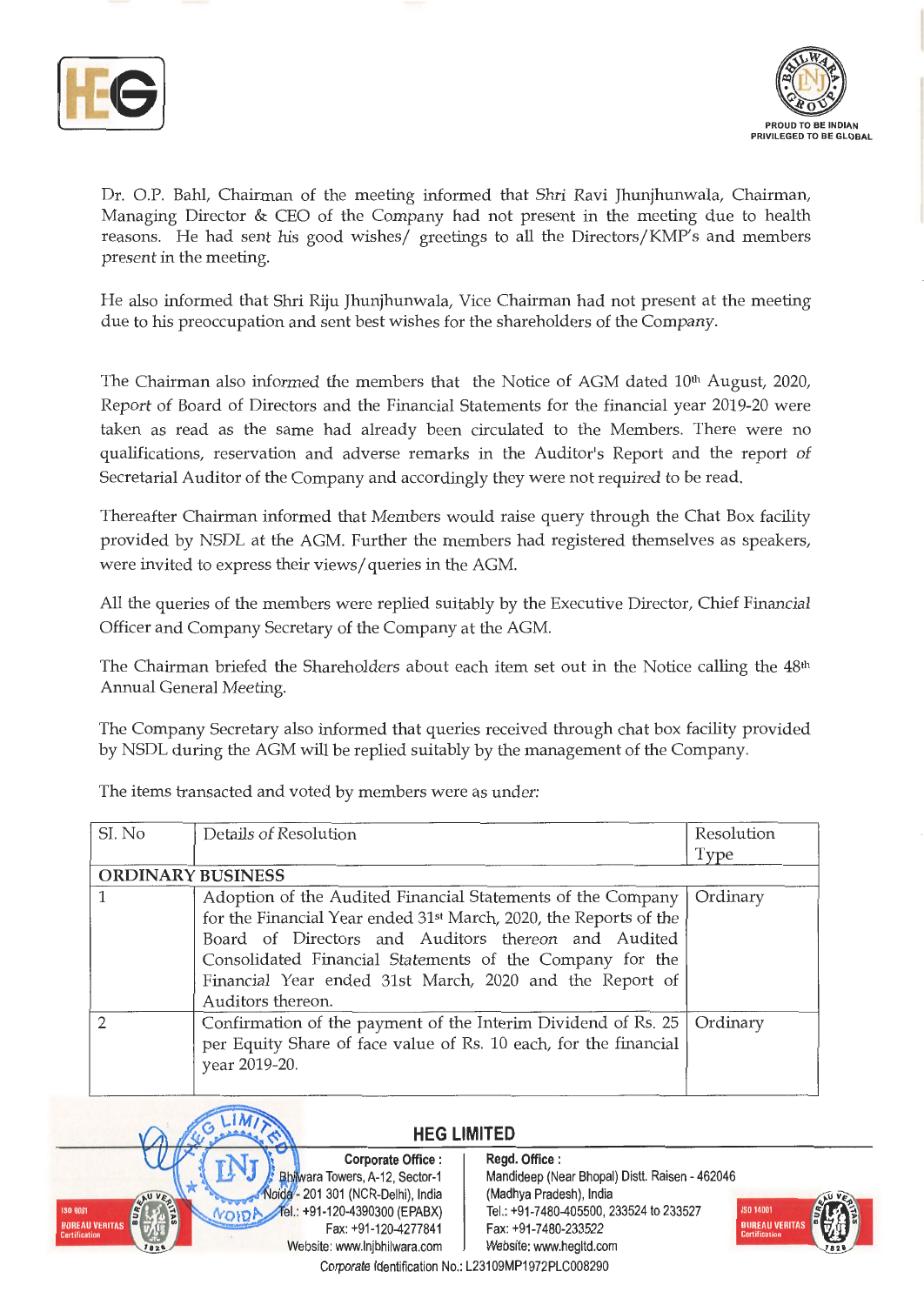Dr. O.P. Bahl, Chairman of the meeting informed that Shri Ravi Jhunjhunwala, Chairman, Managing Director & CEO of the Company had not present in the meeting due to health reasons. He had sent his good wishes/ greetings to all the Directors/KMP's and members present in the meeting.

He also informed that Shri Riju Jhunjhunwala, Vice Chairman had not present at the meeting due to his preoccupation and sent best wishes for the shareholders of the Company.

The Chairman also informed the members that the Notice of AGM dated 10th August, 2020, Report of Board of Directors and the Financial Statements for the financial year 2019-20 were taken as read as the same had already been circulated to the Members. There were no qualifications, reservation and adverse remarks in the Auditor's Report and the report of Secretarial Auditor of the Company and accordingly they were not required to be read.

Thereafter Chairman informed that Members would raise query through the Chat Box facility provided by NSDL at the AGM. Further the members had registered themselves as speakers, were invited to express their views/queries in the AGM.

All the queries of the members were replied suitably by the Executive Director, Chief Financial Officer and Company Secretary of the Company at the AGM.

The Chairman briefed the Shareholders about each item set out in the Notice calling the 48th Annual General Meeting.

The Company Secretary also informed that queries received through chat box facility provided by NSDL during the AGM will be replied suitably by the management of the Company.

The items transacted and voted by members were as under:

| Sl. No | Details of Resolution | Resolution Type |
|---|---|---|
| **ORDINARY BUSINESS** | | |
| 1 | Adoption of the Audited Financial Statements of the Company for the Financial Year ended 31st March, 2020, the Reports of the Board of Directors and Auditors thereon and Audited Consolidated Financial Statements of the Company for the Financial Year ended 31st March, 2020 and the Report of Auditors thereon. | Ordinary |
| 2 | Confirmation of the payment of the Interim Dividend of Rs. 25 per Equity Share of face value of Rs. 10 each, for the financial year 2019-20. | Ordinary |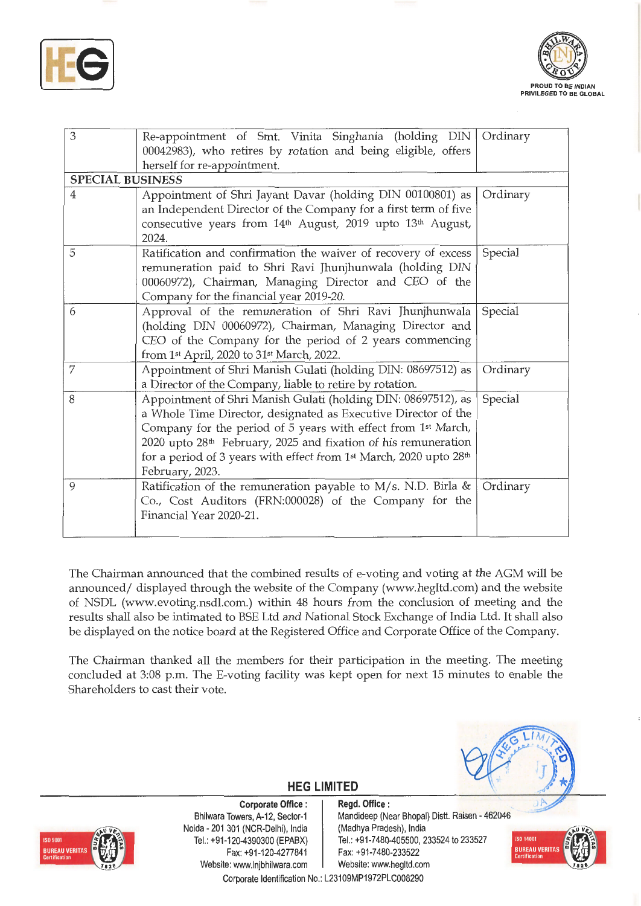| | | |
|---|---|---|
| 3 | Re-appointment of Smt. Vinita Singhania (holding DIN 00042983), who retires by rotation and being eligible, offers herself for re-appointment. | Ordinary |
| **SPECIAL BUSINESS** | | |
| 4 | Appointment of Shri Jayant Davar (holding DIN 00100801) as an Independent Director of the Company for a first term of five consecutive years from 14th August, 2019 upto 13th August, 2024. | Ordinary |
| 5 | Ratification and confirmation the waiver of recovery of excess remuneration paid to Shri Ravi Jhunjhunwala (holding DIN 00060972), Chairman, Managing Director and CEO of the Company for the financial year 2019-20. | Special |
| 6 | Approval of the remuneration of Shri Ravi Jhunjhunwala (holding DIN 00060972), Chairman, Managing Director and CEO of the Company for the period of 2 years commencing from 1st April, 2020 to 31st March, 2022. | Special |
| 7 | Appointment of Shri Manish Gulati (holding DIN: 08697512) as a Director of the Company, liable to retire by rotation. | Ordinary |
| 8 | Appointment of Shri Manish Gulati (holding DIN: 08697512), as a Whole Time Director, designated as Executive Director of the Company for the period of 5 years with effect from 1st March, 2020 upto 28th February, 2025 and fixation of his remuneration for a period of 3 years with effect from 1st March, 2020 upto 28th February, 2023. | Special |
| 9 | Ratification of the remuneration payable to M/s. N.D. Birla & Co., Cost Auditors (FRN:000028) of the Company for the Financial Year 2020-21. | Ordinary |

The Chairman announced that the combined results of e-voting and voting at the AGM will be announced/ displayed through the website of the Company (www.hegltd.com) and the website of NSDL (www.evoting.nsdl.com.) within 48 hours from the conclusion of meeting and the results shall also be intimated to BSE Ltd and National Stock Exchange of India Ltd. It shall also be displayed on the notice board at the Registered Office and Corporate Office of the Company.

The Chairman thanked all the members for their participation in the meeting. The meeting concluded at 3:08 p.m. The E-voting facility was kept open for next 15 minutes to enable the Shareholders to cast their vote.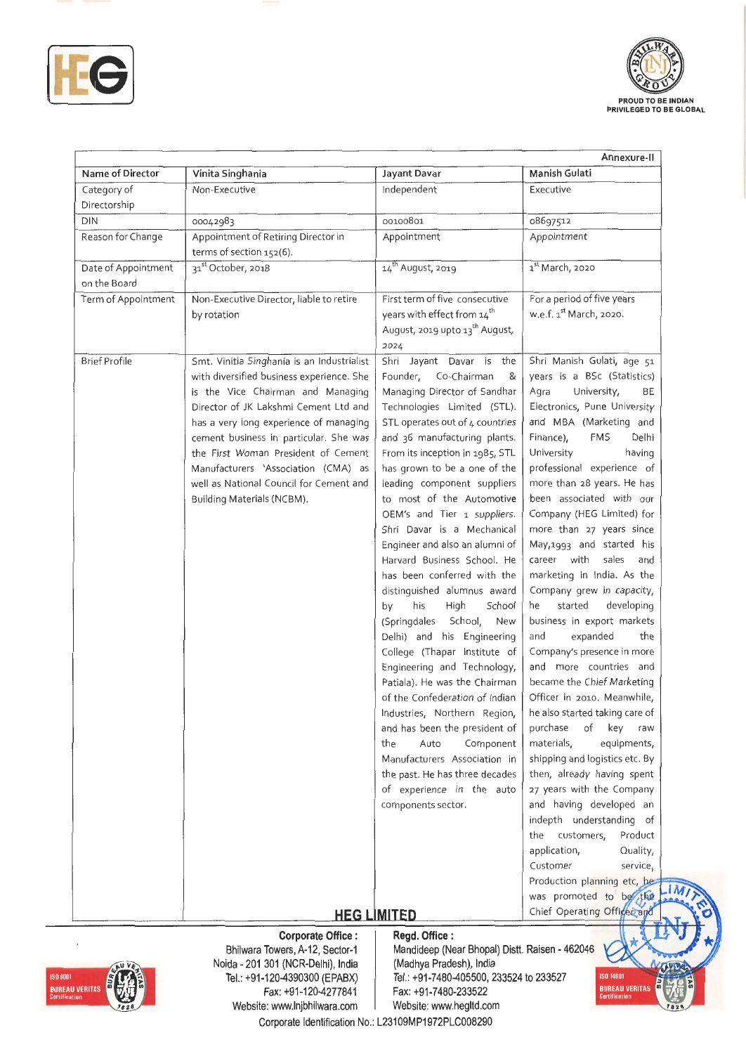Annexure-II

| Name of Director | Vinita Singhania | Jayant Davar | Manish Gulati |
|---|---|---|---|
| Category of Directorship | Non-Executive | Independent | Executive |
| DIN | 00042983 | 00100801 | 08697512 |
| Reason for Change | Appointment of Retiring Director in terms of section 152(6). | Appointment | Appointment |
| Date of Appointment on the Board | 31st October, 2018 | 14th August, 2019 | 1st March, 2020 |
| Term of Appointment | Non-Executive Director, liable to retire by rotation | First term of five consecutive years with effect from 14th August, 2019 upto 13th August, 2024 | For a period of five years w.e.f. 1st March, 2020. |
| Brief Profile | Smt. Vinitia Singhania is an Industrialist with diversified business experience. She is the Vice Chairman and Managing Director of JK Lakshmi Cement Ltd and has a very long experience of managing cement business in particular. She was the First Woman President of Cement Manufacturers 'Association (CMA) as well as National Council for Cement and Building Materials (NCBM). | Shri Jayant Davar is the Founder, Co-Chairman & Managing Director of Sandhar Technologies Limited (STL). STL operates out of 4 countries and 36 manufacturing plants. From its inception in 1985, STL has grown to be a one of the leading component suppliers to most of the Automotive OEM's and Tier 1 suppliers. Shri Davar is a Mechanical Engineer and also an alumni of Harvard Business School. He has been conferred with the distinguished alumnus award by his High School (Springdales School, New Delhi) and his Engineering College (Thapar Institute of Engineering and Technology, Patiala). He was the Chairman of the Confederation of Indian Industries, Northern Region, and has been the president of the Auto Component Manufacturers Association in the past. He has three decades of experience in the auto components sector. | Shri Manish Gulati, age 51 years is a BSc (Statistics) Agra University, BE Electronics, Pune University and MBA (Marketing and Finance), FMS Delhi University having professional experience of more than 28 years. He has been associated with our Company (HEG Limited) for more than 27 years since May,1993 and started his career with sales and marketing in India. As the Company grew in capacity, he started developing business in export markets and expanded the Company's presence in more and more countries and became the Chief Marketing Officer in 2010. Meanwhile, he also started taking care of purchase of key raw materials, equipments, shipping and logistics etc. By then, already having spent 27 years with the Company and having developed an indepth understanding of the customers, Product application, Quality, Customer service, Production planning etc, he was promoted to be the Chief Operating Officer and |

**HEG LIMITED**

**Corporate Office :**
Bhilwara Towers, A-12, Sector-1
Noida - 201 301 (NCR-Delhi), India
Tel.: +91-120-4390300 (EPABX)
Fax: +91-120-4277841
Website: www.lnjbhilwara.com

**Regd. Office :**
Mandideep (Near Bhopal) Distt. Raisen - 462046
(Madhya Pradesh), India
Tel.: +91-7480-405500, 233524 to 233527
Fax: +91-7480-233522
Website: www.hegltd.com

Corporate Identification No.: L23109MP1972PLC008290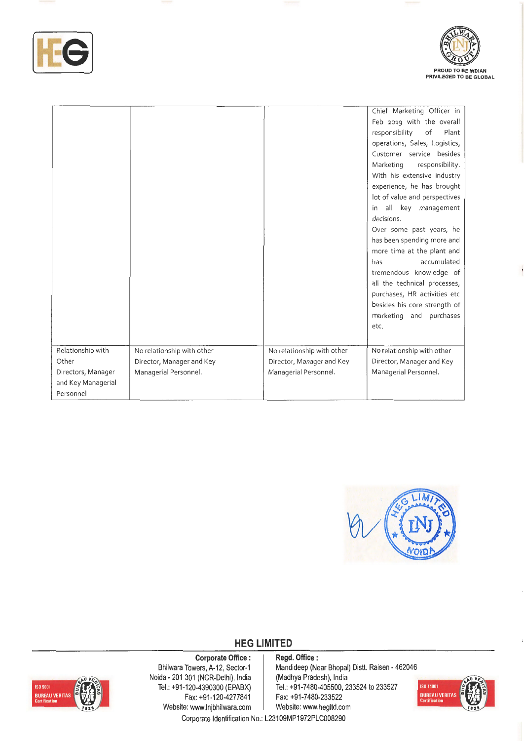| | | | |
|---|---|---|---|
| | | | Chief Marketing Officer in Feb 2019 with the overall responsibility of Plant operations, Sales, Logistics, Customer service besides Marketing responsibility. With his extensive industry experience, he has brought lot of value and perspectives in all key management decisions.<br>Over some past years, he has been spending more and more time at the plant and has accumulated tremendous knowledge of all the technical processes, purchases, HR activities etc besides his core strength of marketing and purchases etc. |
| Relationship with Other Directors, Manager and Key Managerial Personnel | No relationship with other Director, Manager and Key Managerial Personnel. | No relationship with other Director, Manager and Key Managerial Personnel. | No relationship with other Director, Manager and Key Managerial Personnel. |

**HEG LIMITED**

**Corporate Office :**
Bhilwara Towers, A-12, Sector-1
Noida - 201 301 (NCR-Delhi), India
Tel.: +91-120-4390300 (EPABX)
Fax: +91-120-4277841
Website: www.lnjbhilwara.com

**Regd. Office :**
Mandideep (Near Bhopal) Distt. Raisen - 462046
(Madhya Pradesh), India
Tel.: +91-7480-405500, 233524 to 233527
Fax: +91-7480-233522
Website: www.hegltd.com

Corporate Identification No.: L23109MP1972PLC008290